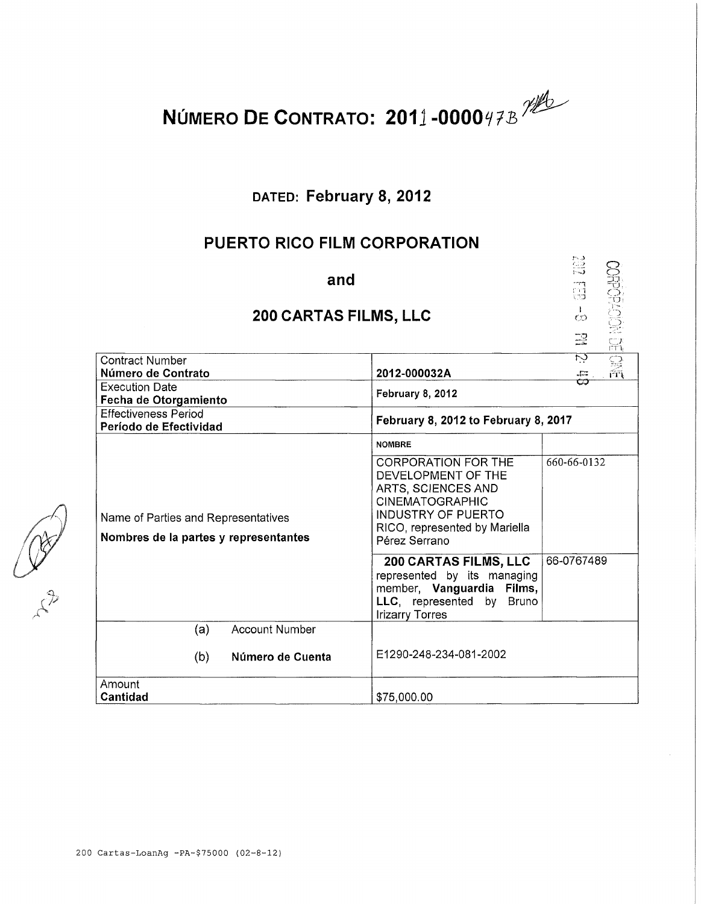# NÚMERO DE CONTRATO: 2011-000047B

## DATED: February 8, 2012

## PUERTO RICO FILM CORPORATION

## and

## 200 CARTAS FILMS, LLC

2012 FEB -8 PM 2:48 CORPORACION DE CINE

| | | |
|---|---|---|
| Contract Number<br>**Número de Contrato** | **2012-000032A** | |
| Execution Date<br>**Fecha de Otorgamiento** | **February 8, 2012** | |
| Effectiveness Period<br>**Período de Efectividad** | **February 8, 2012 to February 8, 2017** | |
| Name of Parties and Representatives<br>**Nombres de la partes y representantes** | **NOMBRE** | |
| | CORPORATION FOR THE DEVELOPMENT OF THE ARTS, SCIENCES AND CINEMATOGRAPHIC INDUSTRY OF PUERTO RICO, represented by Mariella Pérez Serrano | 660-66-0132 |
| | **200 CARTAS FILMS, LLC** represented by its managing member, **Vanguardia Films, LLC**, represented by Bruno Irizarry Torres | 66-0767489 |
| (a) Account Number<br>(b) **Número de Cuenta** | E1290-248-234-081-2002 | |
| Amount<br>**Cantidad** | $75,000.00 | |

200 Cartas-LoanAg -PA-$75000 (02-8-12)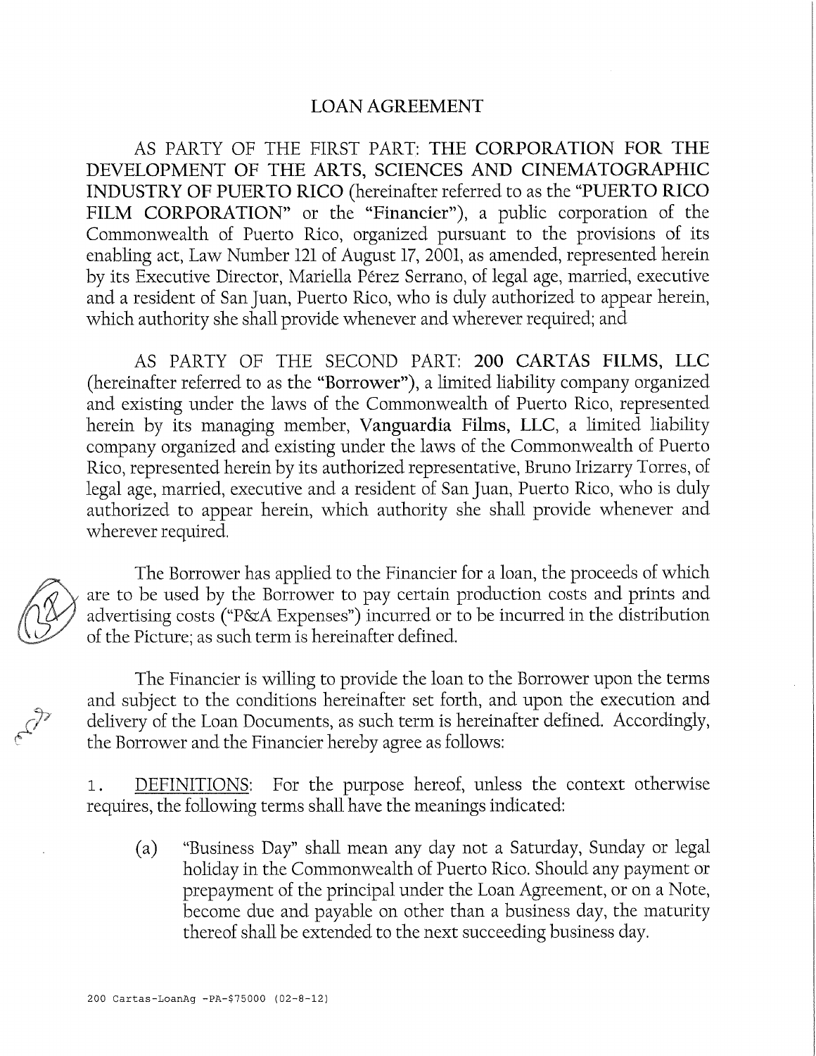# LOAN AGREEMENT

AS PARTY OF THE FIRST PART: **THE CORPORATION FOR THE DEVELOPMENT OF THE ARTS, SCIENCES AND CINEMATOGRAPHIC INDUSTRY OF PUERTO RICO** (hereinafter referred to as the "**PUERTO RICO FILM CORPORATION**" or the "**Financier**"), a public corporation of the Commonwealth of Puerto Rico, organized pursuant to the provisions of its enabling act, Law Number 121 of August 17, 2001, as amended, represented herein by its Executive Director, Mariella Pérez Serrano, of legal age, married, executive and a resident of San Juan, Puerto Rico, who is duly authorized to appear herein, which authority she shall provide whenever and wherever required; and

AS PARTY OF THE SECOND PART: **200 CARTAS FILMS, LLC** (hereinafter referred to as the "**Borrower**"), a limited liability company organized and existing under the laws of the Commonwealth of Puerto Rico, represented herein by its managing member, **Vanguardia Films, LLC**, a limited liability company organized and existing under the laws of the Commonwealth of Puerto Rico, represented herein by its authorized representative, Bruno Irizarry Torres, of legal age, married, executive and a resident of San Juan, Puerto Rico, who is duly authorized to appear herein, which authority she shall provide whenever and wherever required.

The Borrower has applied to the Financier for a loan, the proceeds of which are to be used by the Borrower to pay certain production costs and prints and advertising costs ("P&A Expenses") incurred or to be incurred in the distribution of the Picture; as such term is hereinafter defined.

The Financier is willing to provide the loan to the Borrower upon the terms and subject to the conditions hereinafter set forth, and upon the execution and delivery of the Loan Documents, as such term is hereinafter defined. Accordingly, the Borrower and the Financier hereby agree as follows:

1. DEFINITIONS: For the purpose hereof, unless the context otherwise requires, the following terms shall have the meanings indicated:

   (a) "Business Day" shall mean any day not a Saturday, Sunday or legal holiday in the Commonwealth of Puerto Rico. Should any payment or prepayment of the principal under the Loan Agreement, or on a Note, become due and payable on other than a business day, the maturity thereof shall be extended to the next succeeding business day.

200 Cartas-LoanAg -PA-$75000 (02-8-12)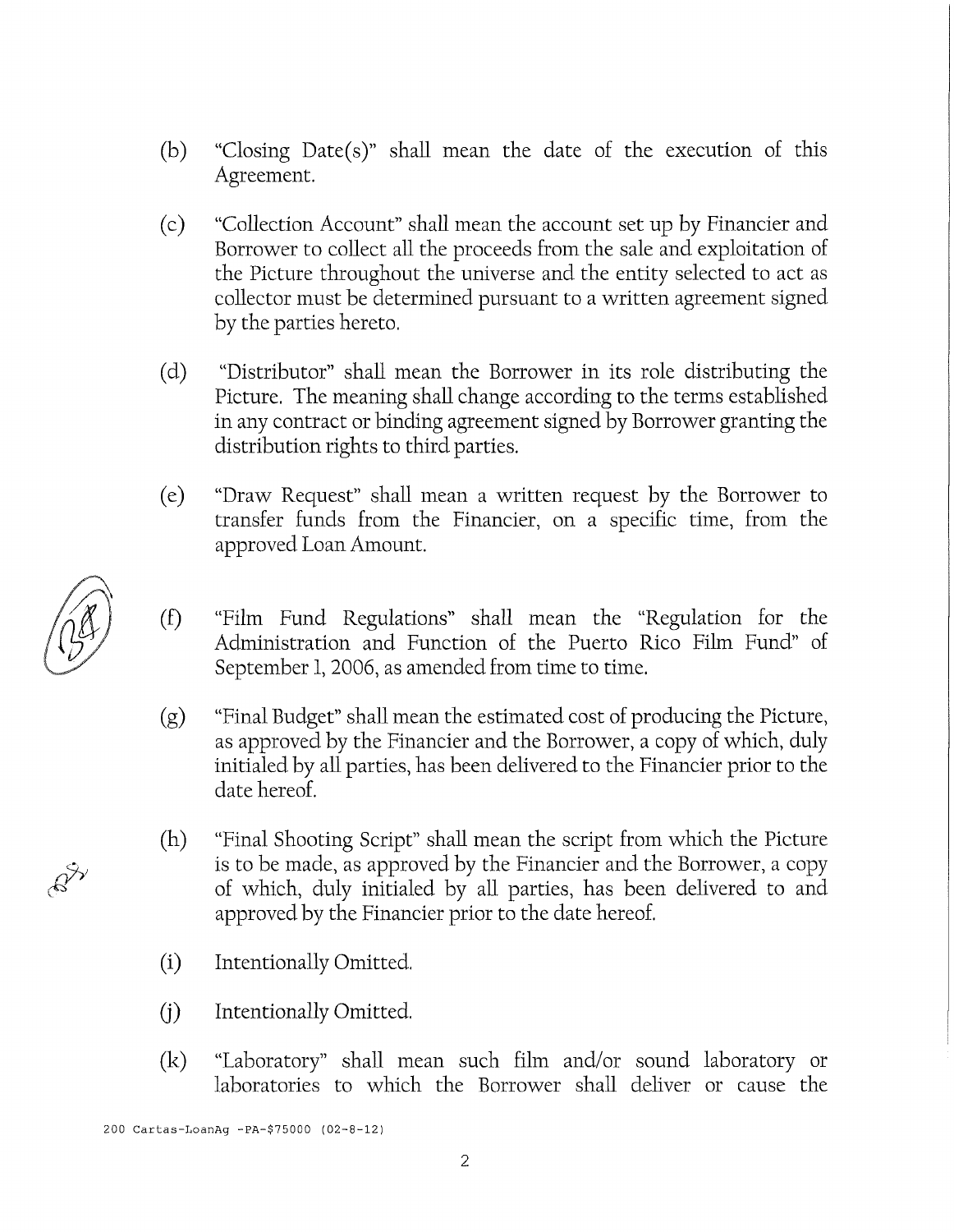(b) "Closing Date(s)" shall mean the date of the execution of this Agreement.

(c) "Collection Account" shall mean the account set up by Financier and Borrower to collect all the proceeds from the sale and exploitation of the Picture throughout the universe and the entity selected to act as collector must be determined pursuant to a written agreement signed by the parties hereto.

(d) "Distributor" shall mean the Borrower in its role distributing the Picture. The meaning shall change according to the terms established in any contract or binding agreement signed by Borrower granting the distribution rights to third parties.

(e) "Draw Request" shall mean a written request by the Borrower to transfer funds from the Financier, on a specific time, from the approved Loan Amount.

(f) "Film Fund Regulations" shall mean the "Regulation for the Administration and Function of the Puerto Rico Film Fund" of September 1, 2006, as amended from time to time.

(g) "Final Budget" shall mean the estimated cost of producing the Picture, as approved by the Financier and the Borrower, a copy of which, duly initialed by all parties, has been delivered to the Financier prior to the date hereof.

(h) "Final Shooting Script" shall mean the script from which the Picture is to be made, as approved by the Financier and the Borrower, a copy of which, duly initialed by all parties, has been delivered to and approved by the Financier prior to the date hereof.

(i) Intentionally Omitted.

(j) Intentionally Omitted.

(k) "Laboratory" shall mean such film and/or sound laboratory or laboratories to which the Borrower shall deliver or cause the

200 Cartas-LoanAg -PA-$75000 (02-8-12)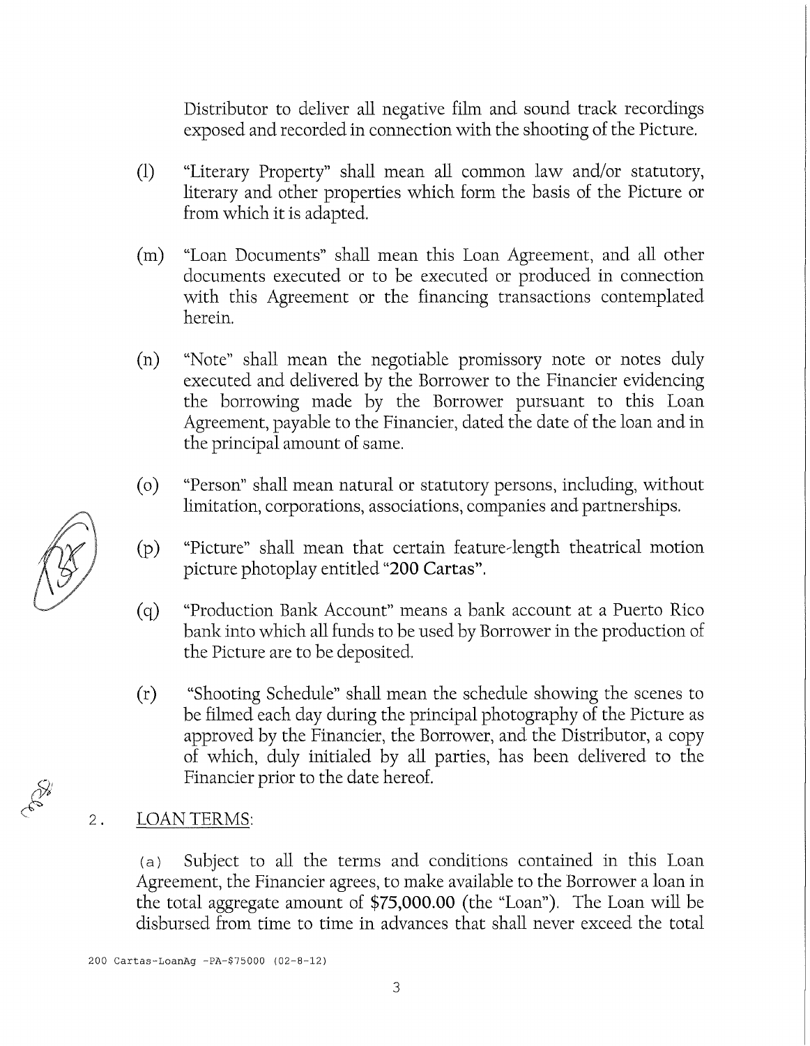Distributor to deliver all negative film and sound track recordings exposed and recorded in connection with the shooting of the Picture.

(l) "Literary Property" shall mean all common law and/or statutory, literary and other properties which form the basis of the Picture or from which it is adapted.

(m) "Loan Documents" shall mean this Loan Agreement, and all other documents executed or to be executed or produced in connection with this Agreement or the financing transactions contemplated herein.

(n) "Note" shall mean the negotiable promissory note or notes duly executed and delivered by the Borrower to the Financier evidencing the borrowing made by the Borrower pursuant to this Loan Agreement, payable to the Financier, dated the date of the loan and in the principal amount of same.

(o) "Person" shall mean natural or statutory persons, including, without limitation, corporations, associations, companies and partnerships.

(p) "Picture" shall mean that certain feature-length theatrical motion picture photoplay entitled "**200 Cartas**".

(q) "Production Bank Account" means a bank account at a Puerto Rico bank into which all funds to be used by Borrower in the production of the Picture are to be deposited.

(r) "Shooting Schedule" shall mean the schedule showing the scenes to be filmed each day during the principal photography of the Picture as approved by the Financier, the Borrower, and the Distributor, a copy of which, duly initialed by all parties, has been delivered to the Financier prior to the date hereof.

2. LOAN TERMS:

(a) Subject to all the terms and conditions contained in this Loan Agreement, the Financier agrees, to make available to the Borrower a loan in the total aggregate amount of **$75,000.00** (the "Loan"). The Loan will be disbursed from time to time in advances that shall never exceed the total

200 Cartas-LoanAg -PA-$75000 (02-8-12)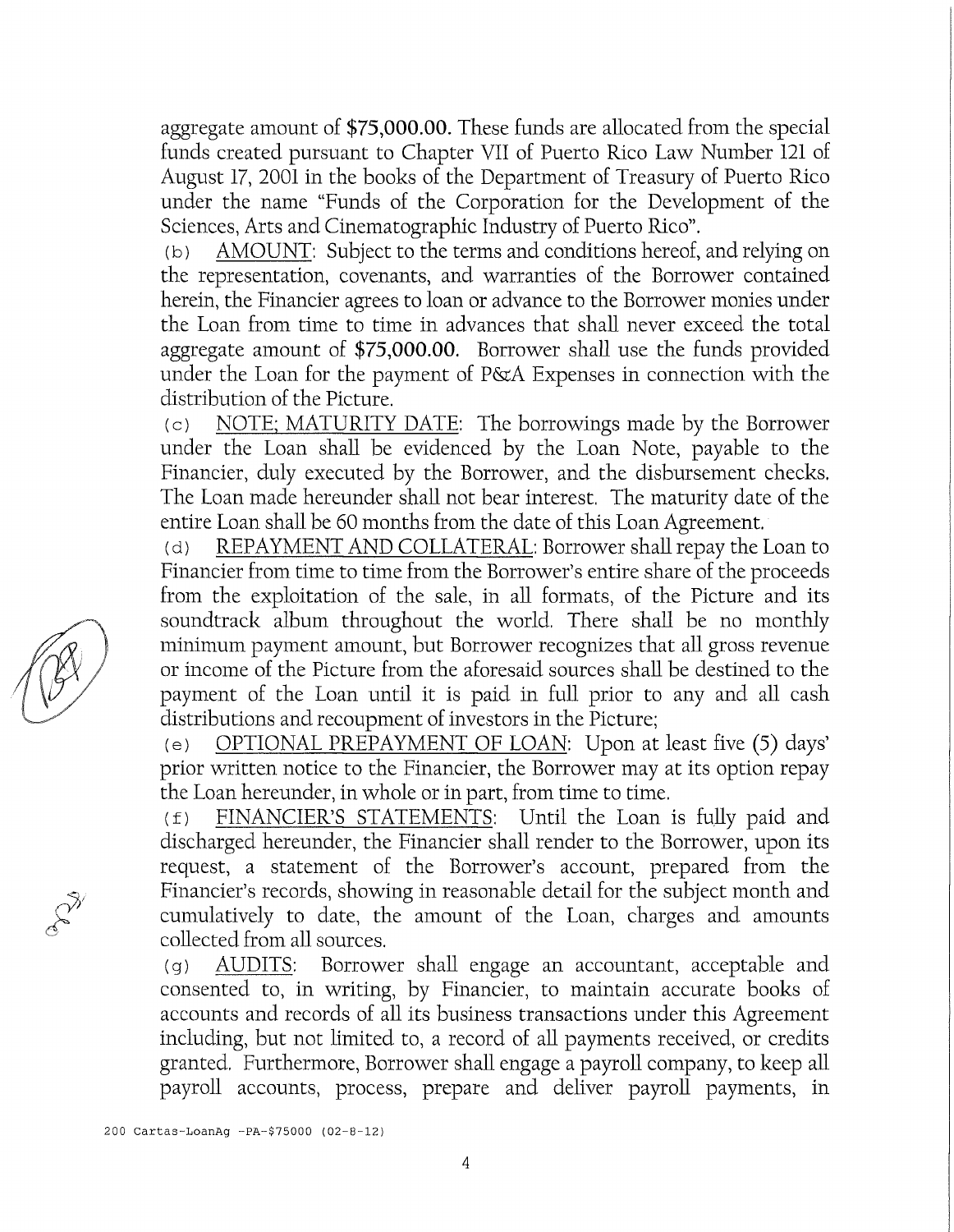aggregate amount of **$75,000.00.** These funds are allocated from the special funds created pursuant to Chapter VII of Puerto Rico Law Number 121 of August 17, 2001 in the books of the Department of Treasury of Puerto Rico under the name "Funds of the Corporation for the Development of the Sciences, Arts and Cinematographic Industry of Puerto Rico".

(b) AMOUNT: Subject to the terms and conditions hereof, and relying on the representation, covenants, and warranties of the Borrower contained herein, the Financier agrees to loan or advance to the Borrower monies under the Loan from time to time in advances that shall never exceed the total aggregate amount of **$75,000.00.** Borrower shall use the funds provided under the Loan for the payment of P&A Expenses in connection with the distribution of the Picture.

(c) NOTE; MATURITY DATE: The borrowings made by the Borrower under the Loan shall be evidenced by the Loan Note, payable to the Financier, duly executed by the Borrower, and the disbursement checks. The Loan made hereunder shall not bear interest. The maturity date of the entire Loan shall be 60 months from the date of this Loan Agreement.

(d) REPAYMENT AND COLLATERAL: Borrower shall repay the Loan to Financier from time to time from the Borrower's entire share of the proceeds from the exploitation of the sale, in all formats, of the Picture and its soundtrack album throughout the world. There shall be no monthly minimum payment amount, but Borrower recognizes that all gross revenue or income of the Picture from the aforesaid sources shall be destined to the payment of the Loan until it is paid in full prior to any and all cash distributions and recoupment of investors in the Picture;

(e) OPTIONAL PREPAYMENT OF LOAN: Upon at least five (5) days' prior written notice to the Financier, the Borrower may at its option repay the Loan hereunder, in whole or in part, from time to time.

(f) FINANCIER'S STATEMENTS: Until the Loan is fully paid and discharged hereunder, the Financier shall render to the Borrower, upon its request, a statement of the Borrower's account, prepared from the Financier's records, showing in reasonable detail for the subject month and cumulatively to date, the amount of the Loan, charges and amounts collected from all sources.

(g) AUDITS: Borrower shall engage an accountant, acceptable and consented to, in writing, by Financier, to maintain accurate books of accounts and records of all its business transactions under this Agreement including, but not limited to, a record of all payments received, or credits granted. Furthermore, Borrower shall engage a payroll company, to keep all payroll accounts, process, prepare and deliver payroll payments, in

200 Cartas-LoanAg -PA-$75000 (02-8-12)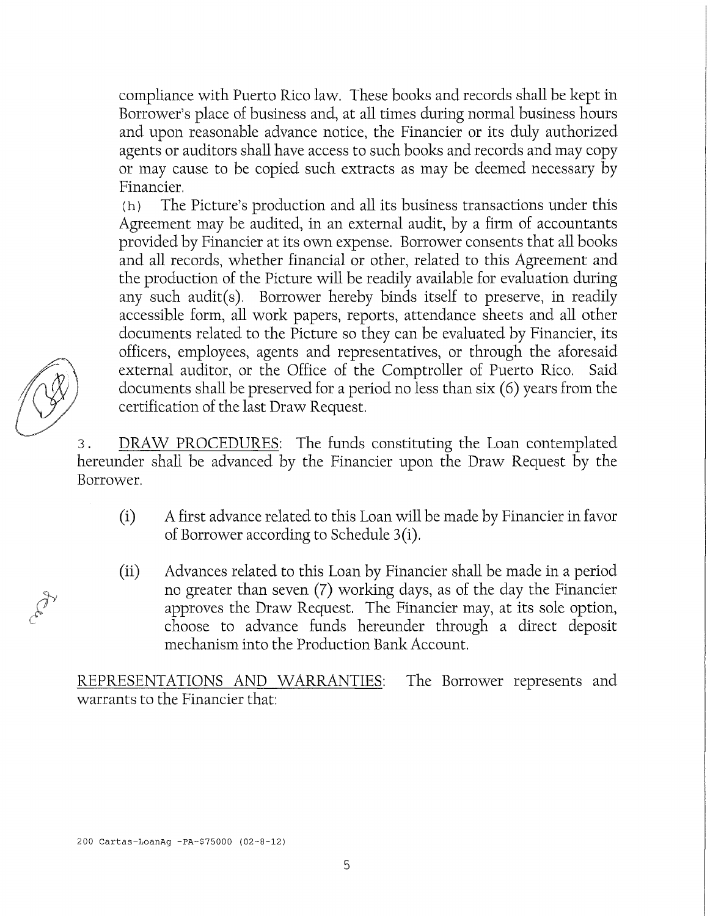compliance with Puerto Rico law. These books and records shall be kept in Borrower's place of business and, at all times during normal business hours and upon reasonable advance notice, the Financier or its duly authorized agents or auditors shall have access to such books and records and may copy or may cause to be copied such extracts as may be deemed necessary by Financier.

(h) The Picture's production and all its business transactions under this Agreement may be audited, in an external audit, by a firm of accountants provided by Financier at its own expense. Borrower consents that all books and all records, whether financial or other, related to this Agreement and the production of the Picture will be readily available for evaluation during any such audit(s). Borrower hereby binds itself to preserve, in readily accessible form, all work papers, reports, attendance sheets and all other documents related to the Picture so they can be evaluated by Financier, its officers, employees, agents and representatives, or through the aforesaid external auditor, or the Office of the Comptroller of Puerto Rico. Said documents shall be preserved for a period no less than six (6) years from the certification of the last Draw Request.

3. <u>DRAW PROCEDURES</u>: The funds constituting the Loan contemplated hereunder shall be advanced by the Financier upon the Draw Request by the Borrower.

(i) A first advance related to this Loan will be made by Financier in favor of Borrower according to Schedule 3(i).

(ii) Advances related to this Loan by Financier shall be made in a period no greater than seven (7) working days, as of the day the Financier approves the Draw Request. The Financier may, at its sole option, choose to advance funds hereunder through a direct deposit mechanism into the Production Bank Account.

<u>REPRESENTATIONS AND WARRANTIES</u>: The Borrower represents and warrants to the Financier that:

200 Cartas-LoanAg -PA-$75000 (02-8-12)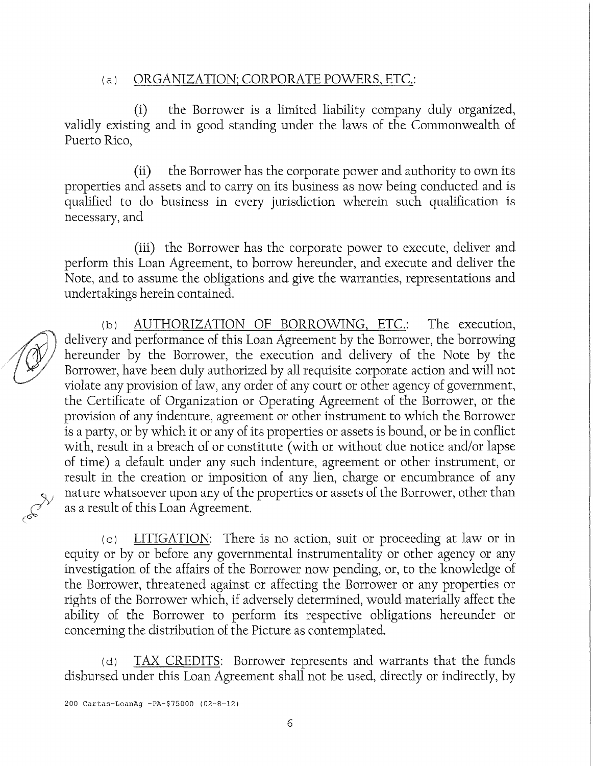(a) <u>ORGANIZATION; CORPORATE POWERS, ETC.</u>:

(i) the Borrower is a limited liability company duly organized, validly existing and in good standing under the laws of the Commonwealth of Puerto Rico,

(ii) the Borrower has the corporate power and authority to own its properties and assets and to carry on its business as now being conducted and is qualified to do business in every jurisdiction wherein such qualification is necessary, and

(iii) the Borrower has the corporate power to execute, deliver and perform this Loan Agreement, to borrow hereunder, and execute and deliver the Note, and to assume the obligations and give the warranties, representations and undertakings herein contained.

(b) <u>AUTHORIZATION OF BORROWING, ETC.</u>: The execution, delivery and performance of this Loan Agreement by the Borrower, the borrowing hereunder by the Borrower, the execution and delivery of the Note by the Borrower, have been duly authorized by all requisite corporate action and will not violate any provision of law, any order of any court or other agency of government, the Certificate of Organization or Operating Agreement of the Borrower, or the provision of any indenture, agreement or other instrument to which the Borrower is a party, or by which it or any of its properties or assets is bound, or be in conflict with, result in a breach of or constitute (with or without due notice and/or lapse of time) a default under any such indenture, agreement or other instrument, or result in the creation or imposition of any lien, charge or encumbrance of any nature whatsoever upon any of the properties or assets of the Borrower, other than as a result of this Loan Agreement.

(c) <u>LITIGATION</u>: There is no action, suit or proceeding at law or in equity or by or before any governmental instrumentality or other agency or any investigation of the affairs of the Borrower now pending, or, to the knowledge of the Borrower, threatened against or affecting the Borrower or any properties or rights of the Borrower which, if adversely determined, would materially affect the ability of the Borrower to perform its respective obligations hereunder or concerning the distribution of the Picture as contemplated.

(d) <u>TAX CREDITS</u>: Borrower represents and warrants that the funds disbursed under this Loan Agreement shall not be used, directly or indirectly, by

200 Cartas-LoanAg -PA-$75000 (02-8-12)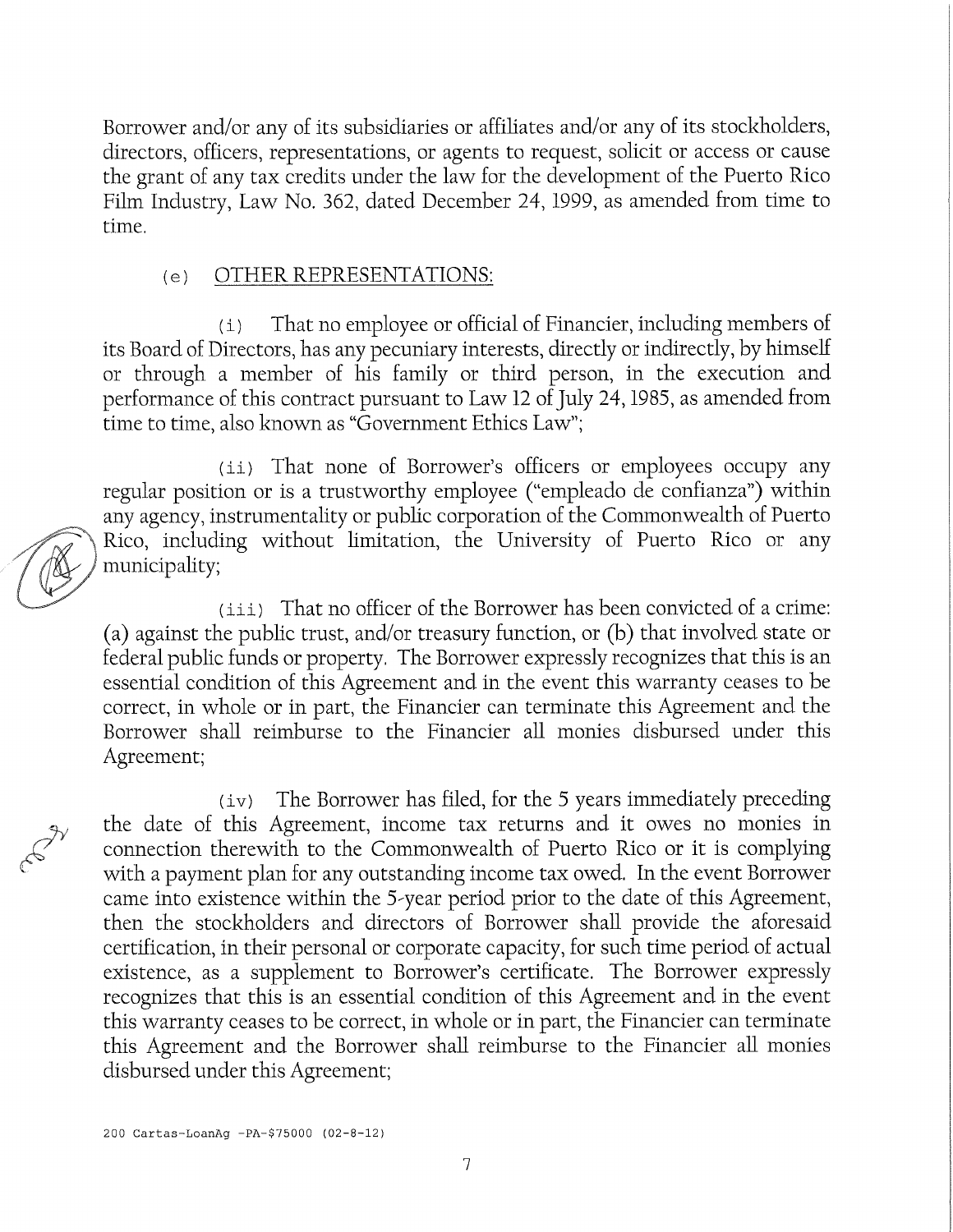Borrower and/or any of its subsidiaries or affiliates and/or any of its stockholders, directors, officers, representations, or agents to request, solicit or access or cause the grant of any tax credits under the law for the development of the Puerto Rico Film Industry, Law No. 362, dated December 24, 1999, as amended from time to time.

(e) <u>OTHER REPRESENTATIONS:</u>

(i) That no employee or official of Financier, including members of its Board of Directors, has any pecuniary interests, directly or indirectly, by himself or through a member of his family or third person, in the execution and performance of this contract pursuant to Law 12 of July 24, 1985, as amended from time to time, also known as "Government Ethics Law";

(ii) That none of Borrower's officers or employees occupy any regular position or is a trustworthy employee ("empleado de confianza") within any agency, instrumentality or public corporation of the Commonwealth of Puerto Rico, including without limitation, the University of Puerto Rico or any municipality;

(iii) That no officer of the Borrower has been convicted of a crime: (a) against the public trust, and/or treasury function, or (b) that involved state or federal public funds or property. The Borrower expressly recognizes that this is an essential condition of this Agreement and in the event this warranty ceases to be correct, in whole or in part, the Financier can terminate this Agreement and the Borrower shall reimburse to the Financier all monies disbursed under this Agreement;

(iv) The Borrower has filed, for the 5 years immediately preceding the date of this Agreement, income tax returns and it owes no monies in connection therewith to the Commonwealth of Puerto Rico or it is complying with a payment plan for any outstanding income tax owed. In the event Borrower came into existence within the 5-year period prior to the date of this Agreement, then the stockholders and directors of Borrower shall provide the aforesaid certification, in their personal or corporate capacity, for such time period of actual existence, as a supplement to Borrower's certificate. The Borrower expressly recognizes that this is an essential condition of this Agreement and in the event this warranty ceases to be correct, in whole or in part, the Financier can terminate this Agreement and the Borrower shall reimburse to the Financier all monies disbursed under this Agreement;

200 Cartas-LoanAg -PA-$75000 (02-8-12)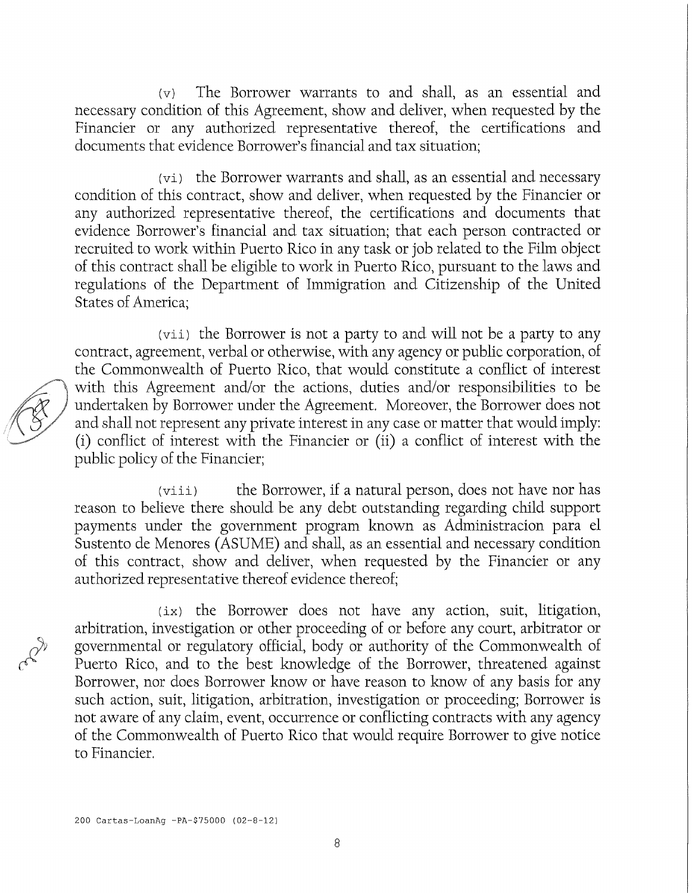(v) The Borrower warrants to and shall, as an essential and necessary condition of this Agreement, show and deliver, when requested by the Financier or any authorized representative thereof, the certifications and documents that evidence Borrower's financial and tax situation;

(vi) the Borrower warrants and shall, as an essential and necessary condition of this contract, show and deliver, when requested by the Financier or any authorized representative thereof, the certifications and documents that evidence Borrower's financial and tax situation; that each person contracted or recruited to work within Puerto Rico in any task or job related to the Film object of this contract shall be eligible to work in Puerto Rico, pursuant to the laws and regulations of the Department of Immigration and Citizenship of the United States of America;

(vii) the Borrower is not a party to and will not be a party to any contract, agreement, verbal or otherwise, with any agency or public corporation, of the Commonwealth of Puerto Rico, that would constitute a conflict of interest with this Agreement and/or the actions, duties and/or responsibilities to be undertaken by Borrower under the Agreement. Moreover, the Borrower does not and shall not represent any private interest in any case or matter that would imply: (i) conflict of interest with the Financier or (ii) a conflict of interest with the public policy of the Financier;

(viii) the Borrower, if a natural person, does not have nor has reason to believe there should be any debt outstanding regarding child support payments under the government program known as Administracion para el Sustento de Menores (ASUME) and shall, as an essential and necessary condition of this contract, show and deliver, when requested by the Financier or any authorized representative thereof evidence thereof;

(ix) the Borrower does not have any action, suit, litigation, arbitration, investigation or other proceeding of or before any court, arbitrator or governmental or regulatory official, body or authority of the Commonwealth of Puerto Rico, and to the best knowledge of the Borrower, threatened against Borrower, nor does Borrower know or have reason to know of any basis for any such action, suit, litigation, arbitration, investigation or proceeding; Borrower is not aware of any claim, event, occurrence or conflicting contracts with any agency of the Commonwealth of Puerto Rico that would require Borrower to give notice to Financier.

200 Cartas-LoanAg -PA-$75000 (02-8-12)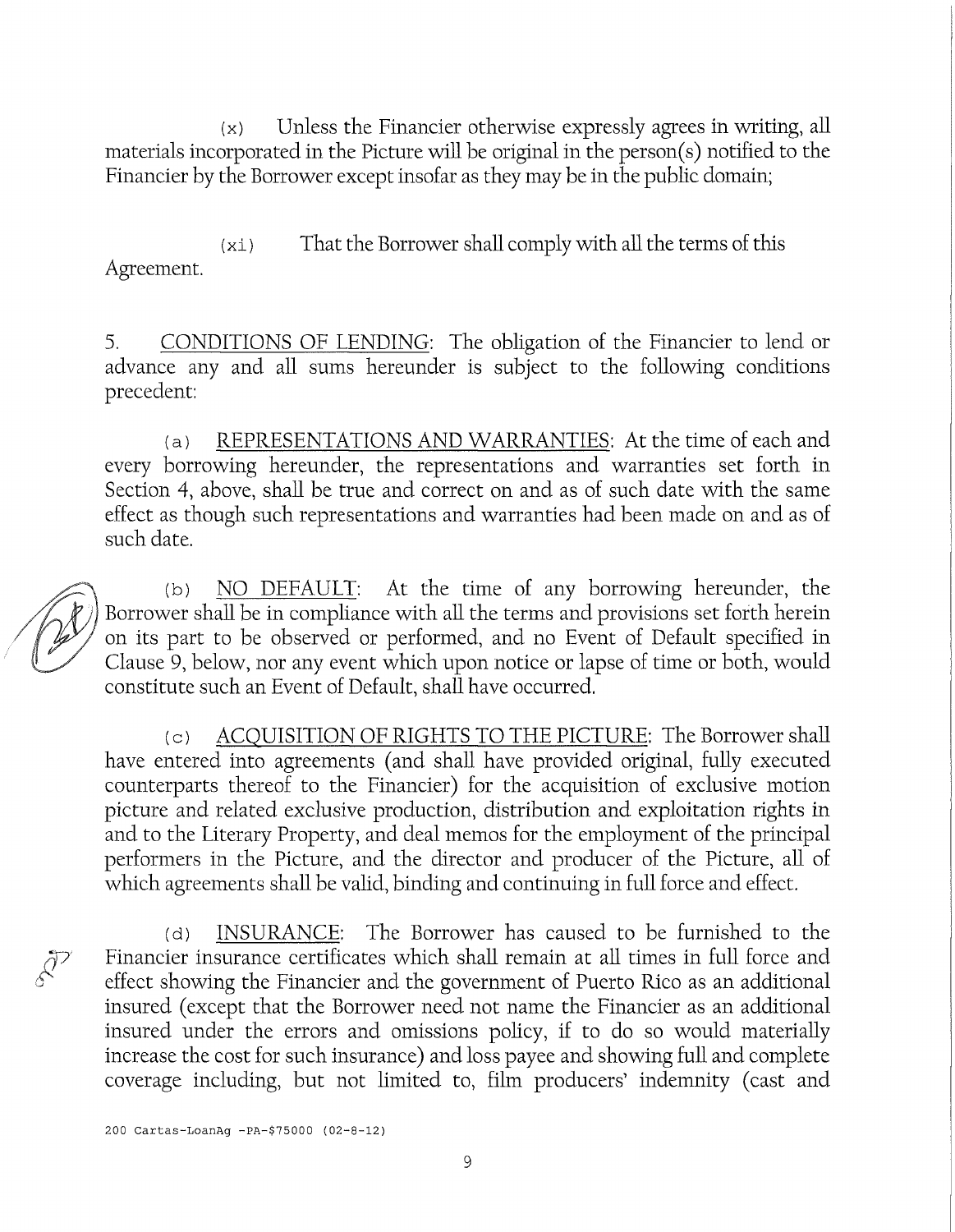(x) Unless the Financier otherwise expressly agrees in writing, all materials incorporated in the Picture will be original in the person(s) notified to the Financier by the Borrower except insofar as they may be in the public domain;

(xi) That the Borrower shall comply with all the terms of this Agreement.

5. <u>CONDITIONS OF LENDING</u>: The obligation of the Financier to lend or advance any and all sums hereunder is subject to the following conditions precedent:

(a) <u>REPRESENTATIONS AND WARRANTIES</u>: At the time of each and every borrowing hereunder, the representations and warranties set forth in Section 4, above, shall be true and correct on and as of such date with the same effect as though such representations and warranties had been made on and as of such date.

(b) <u>NO DEFAULT</u>: At the time of any borrowing hereunder, the Borrower shall be in compliance with all the terms and provisions set forth herein on its part to be observed or performed, and no Event of Default specified in Clause 9, below, nor any event which upon notice or lapse of time or both, would constitute such an Event of Default, shall have occurred.

(c) <u>ACQUISITION OF RIGHTS TO THE PICTURE</u>: The Borrower shall have entered into agreements (and shall have provided original, fully executed counterparts thereof to the Financier) for the acquisition of exclusive motion picture and related exclusive production, distribution and exploitation rights in and to the Literary Property, and deal memos for the employment of the principal performers in the Picture, and the director and producer of the Picture, all of which agreements shall be valid, binding and continuing in full force and effect.

(d) <u>INSURANCE</u>: The Borrower has caused to be furnished to the Financier insurance certificates which shall remain at all times in full force and effect showing the Financier and the government of Puerto Rico as an additional insured (except that the Borrower need not name the Financier as an additional insured under the errors and omissions policy, if to do so would materially increase the cost for such insurance) and loss payee and showing full and complete coverage including, but not limited to, film producers' indemnity (cast and

200 Cartas-LoanAg -PA-$75000 (02-8-12)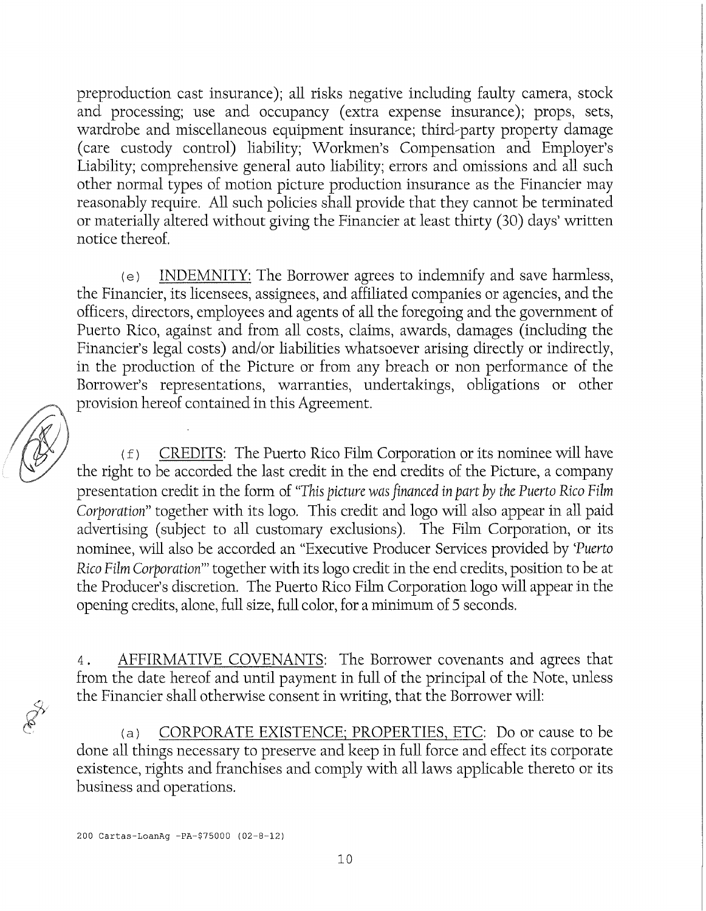preproduction cast insurance); all risks negative including faulty camera, stock and processing; use and occupancy (extra expense insurance); props, sets, wardrobe and miscellaneous equipment insurance; third-party property damage (care custody control) liability; Workmen's Compensation and Employer's Liability; comprehensive general auto liability; errors and omissions and all such other normal types of motion picture production insurance as the Financier may reasonably require. All such policies shall provide that they cannot be terminated or materially altered without giving the Financier at least thirty (30) days' written notice thereof.

(e) <u>INDEMNITY:</u> The Borrower agrees to indemnify and save harmless, the Financier, its licensees, assignees, and affiliated companies or agencies, and the officers, directors, employees and agents of all the foregoing and the government of Puerto Rico, against and from all costs, claims, awards, damages (including the Financier's legal costs) and/or liabilities whatsoever arising directly or indirectly, in the production of the Picture or from any breach or non performance of the Borrower's representations, warranties, undertakings, obligations or other provision hereof contained in this Agreement.

(f) <u>CREDITS</u>: The Puerto Rico Film Corporation or its nominee will have the right to be accorded the last credit in the end credits of the Picture, a company presentation credit in the form of "*This picture was financed in part by the Puerto Rico Film Corporation*" together with its logo. This credit and logo will also appear in all paid advertising (subject to all customary exclusions). The Film Corporation, or its nominee, will also be accorded an "Executive Producer Services provided by '*Puerto Rico Film Corporation*'" together with its logo credit in the end credits, position to be at the Producer's discretion. The Puerto Rico Film Corporation logo will appear in the opening credits, alone, full size, full color, for a minimum of 5 seconds.

4. <u>AFFIRMATIVE COVENANTS</u>: The Borrower covenants and agrees that from the date hereof and until payment in full of the principal of the Note, unless the Financier shall otherwise consent in writing, that the Borrower will:

(a) <u>CORPORATE EXISTENCE; PROPERTIES, ETC</u>: Do or cause to be done all things necessary to preserve and keep in full force and effect its corporate existence, rights and franchises and comply with all laws applicable thereto or its business and operations.

200 Cartas-LoanAg -PA-$75000 (02-8-12)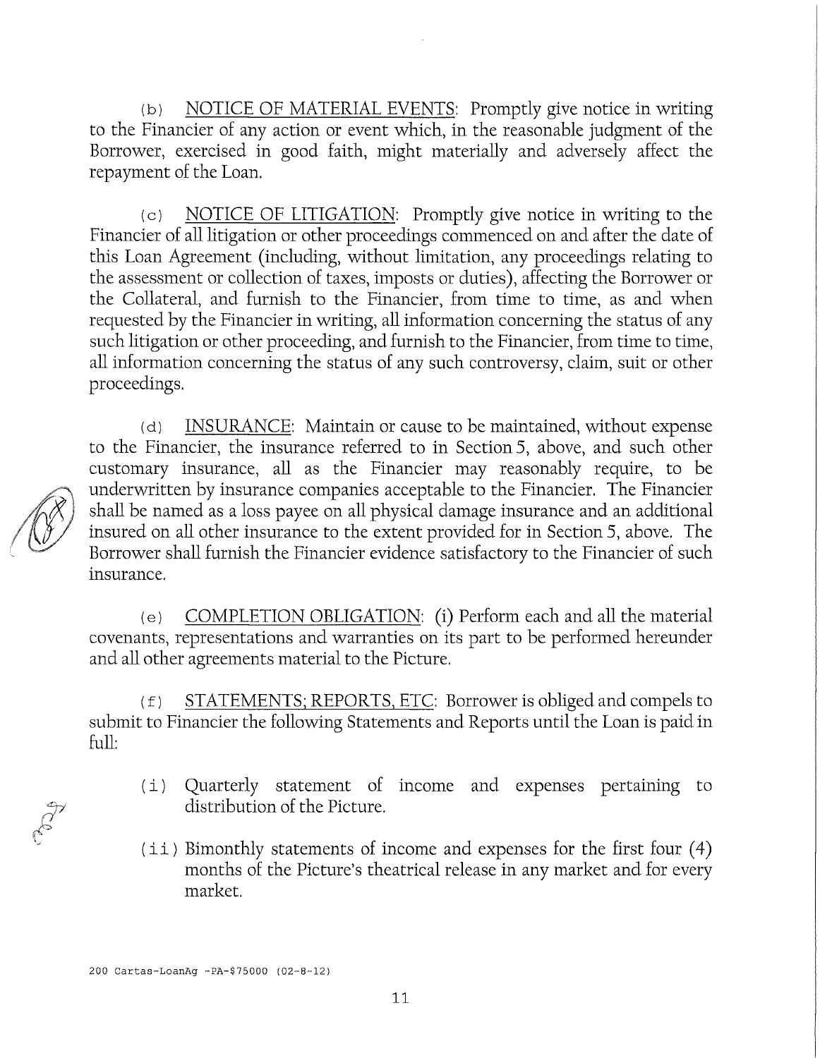(b) <u>NOTICE OF MATERIAL EVENTS</u>: Promptly give notice in writing to the Financier of any action or event which, in the reasonable judgment of the Borrower, exercised in good faith, might materially and adversely affect the repayment of the Loan.

(c) <u>NOTICE OF LITIGATION</u>: Promptly give notice in writing to the Financier of all litigation or other proceedings commenced on and after the date of this Loan Agreement (including, without limitation, any proceedings relating to the assessment or collection of taxes, imposts or duties), affecting the Borrower or the Collateral, and furnish to the Financier, from time to time, as and when requested by the Financier in writing, all information concerning the status of any such litigation or other proceeding, and furnish to the Financier, from time to time, all information concerning the status of any such controversy, claim, suit or other proceedings.

(d) <u>INSURANCE</u>: Maintain or cause to be maintained, without expense to the Financier, the insurance referred to in Section 5, above, and such other customary insurance, all as the Financier may reasonably require, to be underwritten by insurance companies acceptable to the Financier. The Financier shall be named as a loss payee on all physical damage insurance and an additional insured on all other insurance to the extent provided for in Section 5, above. The Borrower shall furnish the Financier evidence satisfactory to the Financier of such insurance.

(e) <u>COMPLETION OBLIGATION</u>: (i) Perform each and all the material covenants, representations and warranties on its part to be performed hereunder and all other agreements material to the Picture.

(f) <u>STATEMENTS; REPORTS, ETC</u>: Borrower is obliged and compels to submit to Financier the following Statements and Reports until the Loan is paid in full:

(i) Quarterly statement of income and expenses pertaining to distribution of the Picture.

(ii) Bimonthly statements of income and expenses for the first four (4) months of the Picture's theatrical release in any market and for every market.

200 Cartas-LoanAg -PA-$75000 (02-8-12)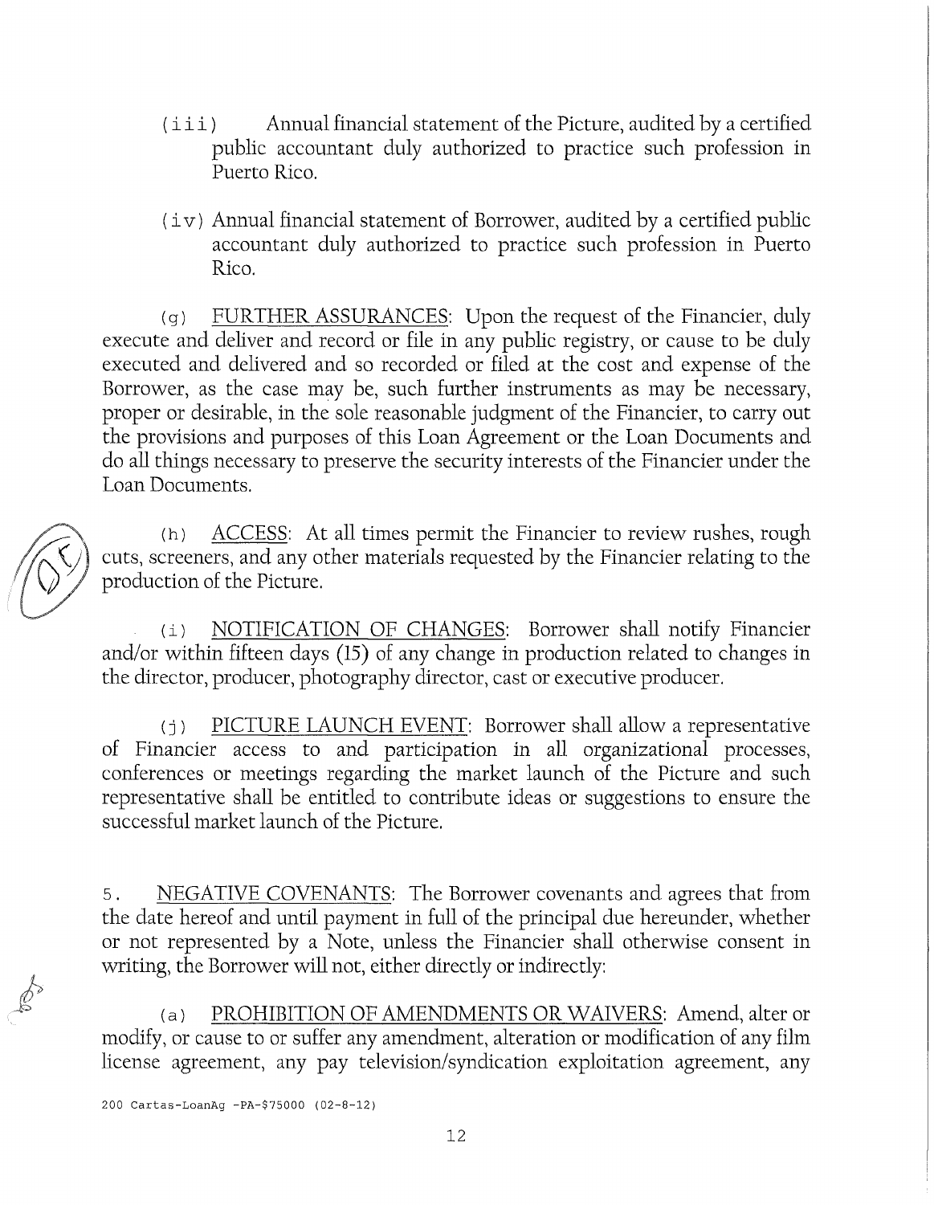(iii) Annual financial statement of the Picture, audited by a certified public accountant duly authorized to practice such profession in Puerto Rico.

(iv) Annual financial statement of Borrower, audited by a certified public accountant duly authorized to practice such profession in Puerto Rico.

(g) <u>FURTHER ASSURANCES</u>: Upon the request of the Financier, duly execute and deliver and record or file in any public registry, or cause to be duly executed and delivered and so recorded or filed at the cost and expense of the Borrower, as the case may be, such further instruments as may be necessary, proper or desirable, in the sole reasonable judgment of the Financier, to carry out the provisions and purposes of this Loan Agreement or the Loan Documents and do all things necessary to preserve the security interests of the Financier under the Loan Documents.

(h) <u>ACCESS</u>: At all times permit the Financier to review rushes, rough cuts, screeners, and any other materials requested by the Financier relating to the production of the Picture.

(i) <u>NOTIFICATION OF CHANGES</u>: Borrower shall notify Financier and/or within fifteen days (15) of any change in production related to changes in the director, producer, photography director, cast or executive producer.

(j) <u>PICTURE LAUNCH EVENT</u>: Borrower shall allow a representative of Financier access to and participation in all organizational processes, conferences or meetings regarding the market launch of the Picture and such representative shall be entitled to contribute ideas or suggestions to ensure the successful market launch of the Picture.

5. <u>NEGATIVE COVENANTS</u>: The Borrower covenants and agrees that from the date hereof and until payment in full of the principal due hereunder, whether or not represented by a Note, unless the Financier shall otherwise consent in writing, the Borrower will not, either directly or indirectly:

(a) <u>PROHIBITION OF AMENDMENTS OR WAIVERS</u>: Amend, alter or modify, or cause to or suffer any amendment, alteration or modification of any film license agreement, any pay television/syndication exploitation agreement, any

200 Cartas-LoanAg -PA-$75000 (02-8-12)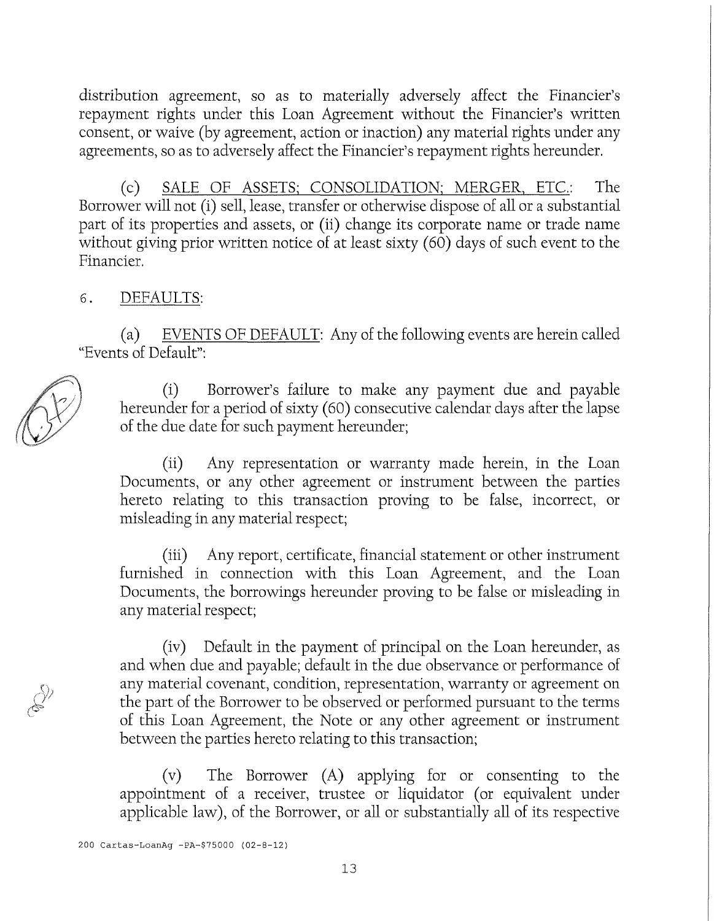distribution agreement, so as to materially adversely affect the Financier's repayment rights under this Loan Agreement without the Financier's written consent, or waive (by agreement, action or inaction) any material rights under any agreements, so as to adversely affect the Financier's repayment rights hereunder.

(c) <u>SALE OF ASSETS; CONSOLIDATION; MERGER, ETC.</u>: The Borrower will not (i) sell, lease, transfer or otherwise dispose of all or a substantial part of its properties and assets, or (ii) change its corporate name or trade name without giving prior written notice of at least sixty (60) days of such event to the Financier.

6. <u>DEFAULTS</u>:

(a) <u>EVENTS OF DEFAULT</u>: Any of the following events are herein called "Events of Default":

(i) Borrower's failure to make any payment due and payable hereunder for a period of sixty (60) consecutive calendar days after the lapse of the due date for such payment hereunder;

(ii) Any representation or warranty made herein, in the Loan Documents, or any other agreement or instrument between the parties hereto relating to this transaction proving to be false, incorrect, or misleading in any material respect;

(iii) Any report, certificate, financial statement or other instrument furnished in connection with this Loan Agreement, and the Loan Documents, the borrowings hereunder proving to be false or misleading in any material respect;

(iv) Default in the payment of principal on the Loan hereunder, as and when due and payable; default in the due observance or performance of any material covenant, condition, representation, warranty or agreement on the part of the Borrower to be observed or performed pursuant to the terms of this Loan Agreement, the Note or any other agreement or instrument between the parties hereto relating to this transaction;

(v) The Borrower (A) applying for or consenting to the appointment of a receiver, trustee or liquidator (or equivalent under applicable law), of the Borrower, or all or substantially all of its respective

200 Cartas-LoanAg -PA-$75000 (02-8-12)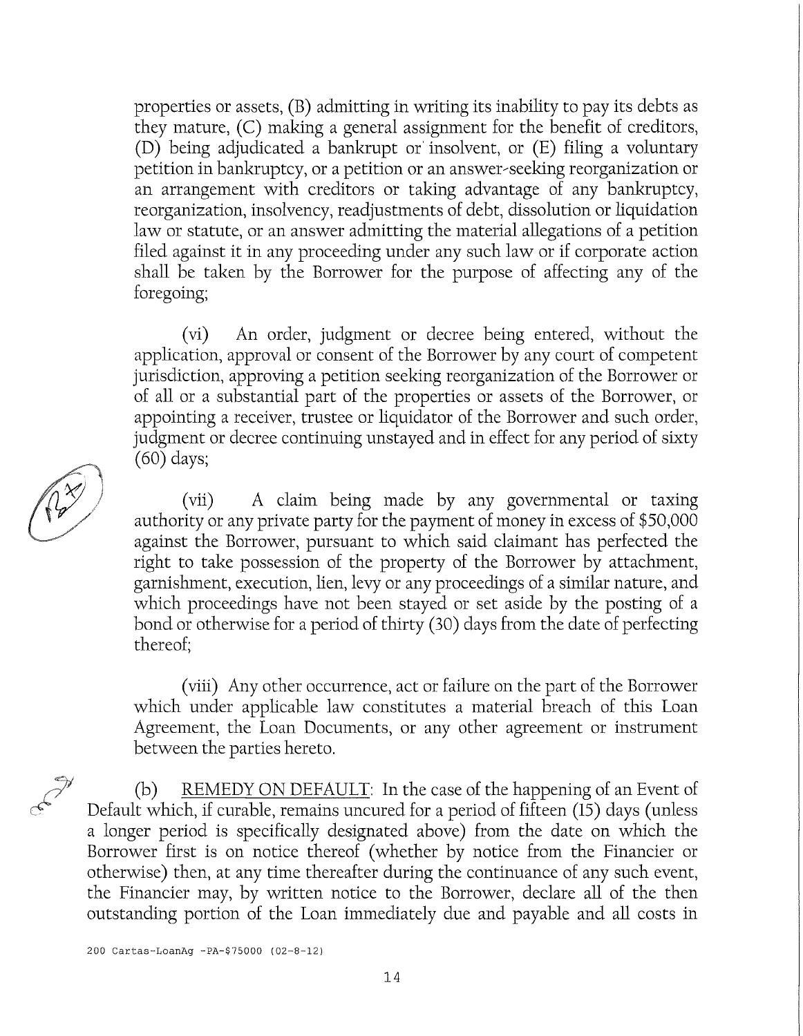properties or assets, (B) admitting in writing its inability to pay its debts as they mature, (C) making a general assignment for the benefit of creditors, (D) being adjudicated a bankrupt or insolvent, or (E) filing a voluntary petition in bankruptcy, or a petition or an answer-seeking reorganization or an arrangement with creditors or taking advantage of any bankruptcy, reorganization, insolvency, readjustments of debt, dissolution or liquidation law or statute, or an answer admitting the material allegations of a petition filed against it in any proceeding under any such law or if corporate action shall be taken by the Borrower for the purpose of affecting any of the foregoing;

(vi) An order, judgment or decree being entered, without the application, approval or consent of the Borrower by any court of competent jurisdiction, approving a petition seeking reorganization of the Borrower or of all or a substantial part of the properties or assets of the Borrower, or appointing a receiver, trustee or liquidator of the Borrower and such order, judgment or decree continuing unstayed and in effect for any period of sixty (60) days;

(vii) A claim being made by any governmental or taxing authority or any private party for the payment of money in excess of $50,000 against the Borrower, pursuant to which said claimant has perfected the right to take possession of the property of the Borrower by attachment, garnishment, execution, lien, levy or any proceedings of a similar nature, and which proceedings have not been stayed or set aside by the posting of a bond or otherwise for a period of thirty (30) days from the date of perfecting thereof;

(viii) Any other occurrence, act or failure on the part of the Borrower which under applicable law constitutes a material breach of this Loan Agreement, the Loan Documents, or any other agreement or instrument between the parties hereto.

(b) REMEDY ON DEFAULT: In the case of the happening of an Event of Default which, if curable, remains uncured for a period of fifteen (15) days (unless a longer period is specifically designated above) from the date on which the Borrower first is on notice thereof (whether by notice from the Financier or otherwise) then, at any time thereafter during the continuance of any such event, the Financier may, by written notice to the Borrower, declare all of the then outstanding portion of the Loan immediately due and payable and all costs in

200 Cartas-LoanAg -PA-$75000 (02-8-12)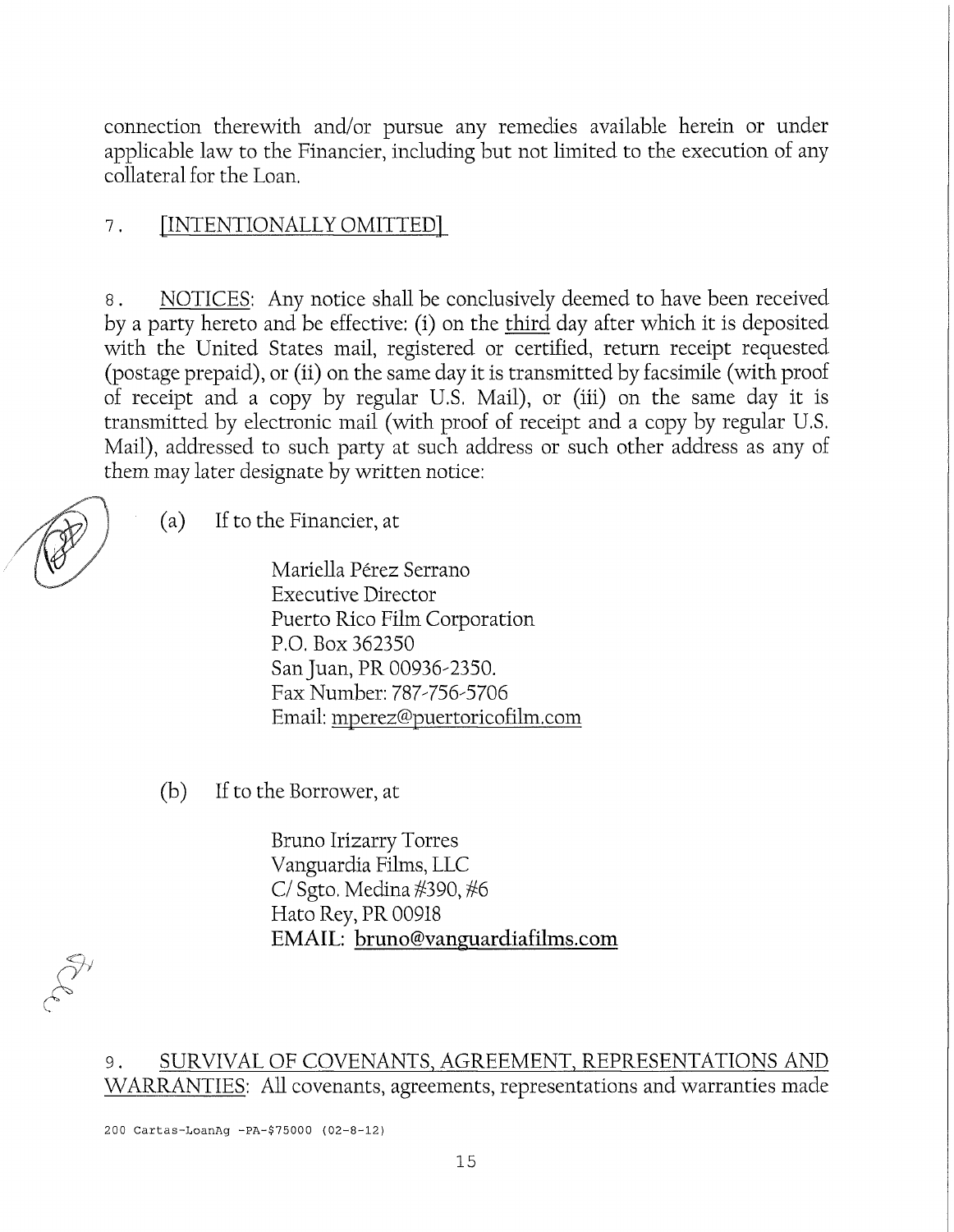connection therewith and/or pursue any remedies available herein or under applicable law to the Financier, including but not limited to the execution of any collateral for the Loan.

7. [INTENTIONALLY OMITTED]

8. NOTICES: Any notice shall be conclusively deemed to have been received by a party hereto and be effective: (i) on the third day after which it is deposited with the United States mail, registered or certified, return receipt requested (postage prepaid), or (ii) on the same day it is transmitted by facsimile (with proof of receipt and a copy by regular U.S. Mail), or (iii) on the same day it is transmitted by electronic mail (with proof of receipt and a copy by regular U.S. Mail), addressed to such party at such address or such other address as any of them may later designate by written notice:

(a) If to the Financier, at

Mariella Pérez Serrano
Executive Director
Puerto Rico Film Corporation
P.O. Box 362350
San Juan, PR 00936-2350.
Fax Number: 787-756-5706
Email: mperez@puertoricofilm.com

(b) If to the Borrower, at

Bruno Irizarry Torres
Vanguardia Films, LLC
C/ Sgto. Medina #390, #6
Hato Rey, PR 00918
**EMAIL: bruno@vanguardiafilms.com**

9. SURVIVAL OF COVENANTS, AGREEMENT, REPRESENTATIONS AND WARRANTIES: All covenants, agreements, representations and warranties made

200 Cartas-LoanAg -PA-$75000 (02-8-12)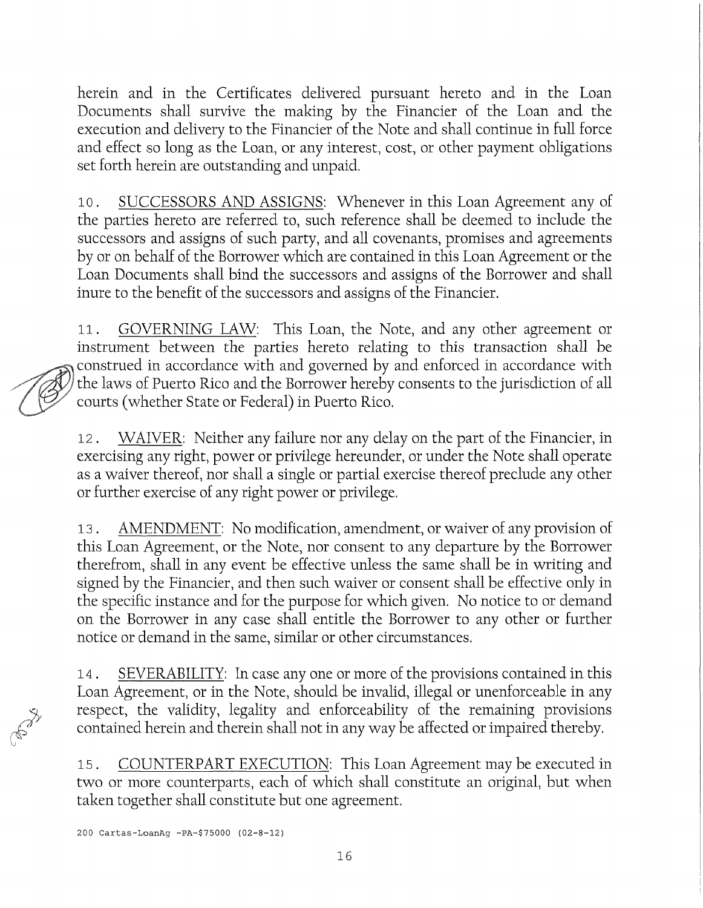herein and in the Certificates delivered pursuant hereto and in the Loan Documents shall survive the making by the Financier of the Loan and the execution and delivery to the Financier of the Note and shall continue in full force and effect so long as the Loan, or any interest, cost, or other payment obligations set forth herein are outstanding and unpaid.

10. SUCCESSORS AND ASSIGNS: Whenever in this Loan Agreement any of the parties hereto are referred to, such reference shall be deemed to include the successors and assigns of such party, and all covenants, promises and agreements by or on behalf of the Borrower which are contained in this Loan Agreement or the Loan Documents shall bind the successors and assigns of the Borrower and shall inure to the benefit of the successors and assigns of the Financier.

11. GOVERNING LAW: This Loan, the Note, and any other agreement or instrument between the parties hereto relating to this transaction shall be construed in accordance with and governed by and enforced in accordance with the laws of Puerto Rico and the Borrower hereby consents to the jurisdiction of all courts (whether State or Federal) in Puerto Rico.

12. WAIVER: Neither any failure nor any delay on the part of the Financier, in exercising any right, power or privilege hereunder, or under the Note shall operate as a waiver thereof, nor shall a single or partial exercise thereof preclude any other or further exercise of any right power or privilege.

13. AMENDMENT: No modification, amendment, or waiver of any provision of this Loan Agreement, or the Note, nor consent to any departure by the Borrower therefrom, shall in any event be effective unless the same shall be in writing and signed by the Financier, and then such waiver or consent shall be effective only in the specific instance and for the purpose for which given. No notice to or demand on the Borrower in any case shall entitle the Borrower to any other or further notice or demand in the same, similar or other circumstances.

14. SEVERABILITY: In case any one or more of the provisions contained in this Loan Agreement, or in the Note, should be invalid, illegal or unenforceable in any respect, the validity, legality and enforceability of the remaining provisions contained herein and therein shall not in any way be affected or impaired thereby.

15. COUNTERPART EXECUTION: This Loan Agreement may be executed in two or more counterparts, each of which shall constitute an original, but when taken together shall constitute but one agreement.

200 Cartas-LoanAg -PA-$75000 (02-8-12)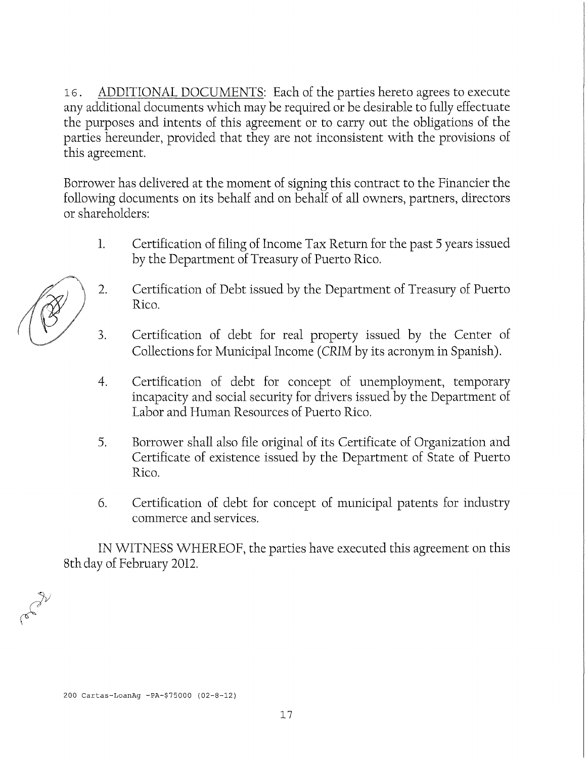16. ADDITIONAL DOCUMENTS: Each of the parties hereto agrees to execute any additional documents which may be required or be desirable to fully effectuate the purposes and intents of this agreement or to carry out the obligations of the parties hereunder, provided that they are not inconsistent with the provisions of this agreement.

Borrower has delivered at the moment of signing this contract to the Financier the following documents on its behalf and on behalf of all owners, partners, directors or shareholders:

1. Certification of filing of Income Tax Return for the past 5 years issued by the Department of Treasury of Puerto Rico.

2. Certification of Debt issued by the Department of Treasury of Puerto Rico.

3. Certification of debt for real property issued by the Center of Collections for Municipal Income (*CRIM* by its acronym in Spanish).

4. Certification of debt for concept of unemployment, temporary incapacity and social security for drivers issued by the Department of Labor and Human Resources of Puerto Rico.

5. Borrower shall also file original of its Certificate of Organization and Certificate of existence issued by the Department of State of Puerto Rico.

6. Certification of debt for concept of municipal patents for industry commerce and services.

IN WITNESS WHEREOF, the parties have executed this agreement on this 8th day of February 2012.

200 Cartas-LoanAg -PA-$75000 (02-8-12)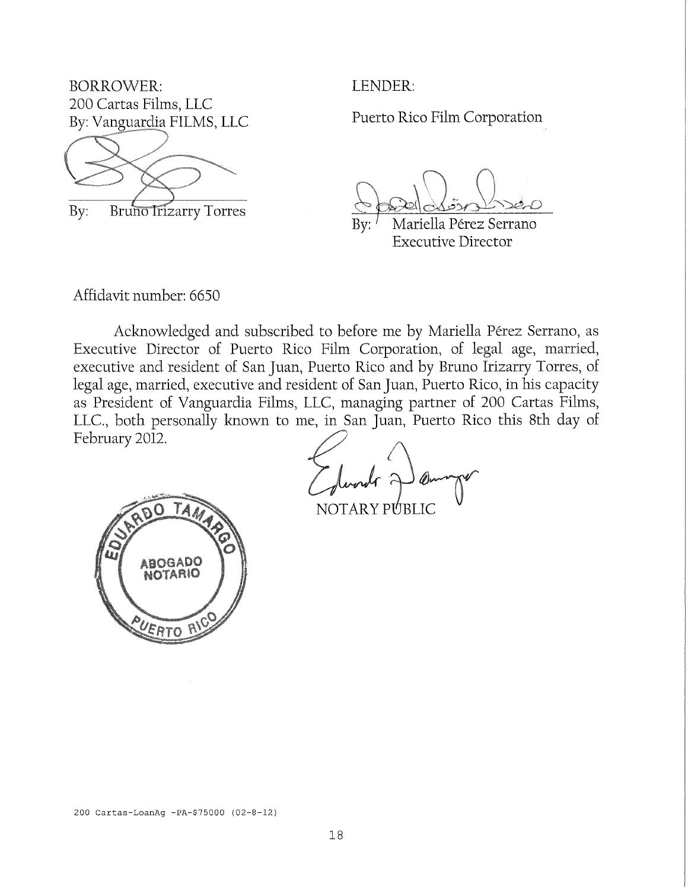BORROWER:
200 Cartas Films, LLC
By: Vanguardia FILMS, LLC

By: Bruno Irizarry Torres

LENDER:

Puerto Rico Film Corporation

By: Mariella Pérez Serrano
Executive Director

Affidavit number: 6650

Acknowledged and subscribed to before me by Mariella Pérez Serrano, as Executive Director of Puerto Rico Film Corporation, of legal age, married, executive and resident of San Juan, Puerto Rico and by Bruno Irizarry Torres, of legal age, married, executive and resident of San Juan, Puerto Rico, in his capacity as President of Vanguardia Films, LLC, managing partner of 200 Cartas Films, LLC., both personally known to me, in San Juan, Puerto Rico this 8th day of February 2012.

NOTARY PUBLIC

EDUARDO TAMARGO
ABOGADO NOTARIO
PUERTO RICO

200 Cartas-LoanAg -PA-$75000 (02-8-12)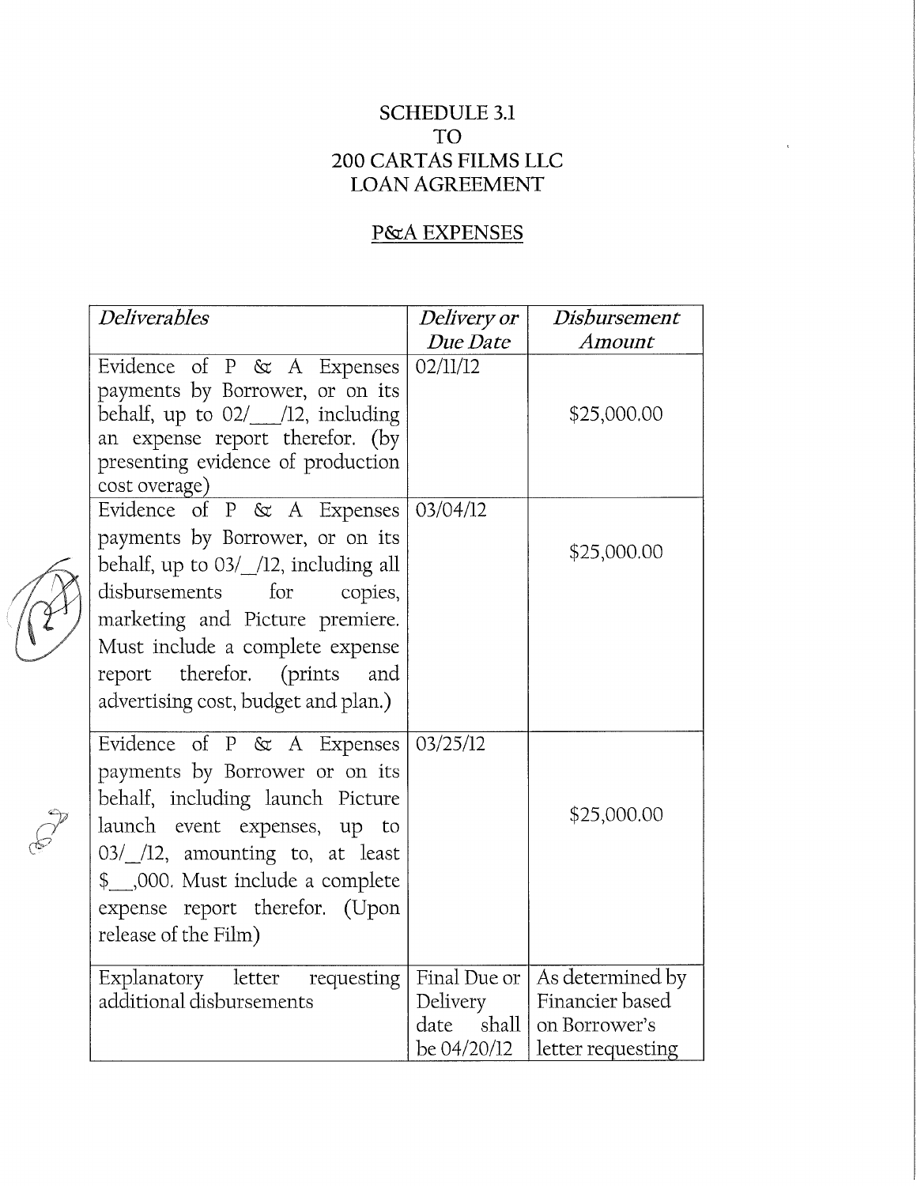# SCHEDULE 3.1
# TO
# 200 CARTAS FILMS LLC
# LOAN AGREEMENT

## P&A EXPENSES

| *Deliverables* | *Delivery or Due Date* | *Disbursement Amount* |
|---|---|---|
| Evidence of P & A Expenses payments by Borrower, or on its behalf, up to 02/___/12, including an expense report therefor. (by presenting evidence of production cost overage) | 02/11/12 | $25,000.00 |
| Evidence of P & A Expenses payments by Borrower, or on its behalf, up to 03/_/12, including all disbursements for copies, marketing and Picture premiere. Must include a complete expense report therefor. (prints and advertising cost, budget and plan.) | 03/04/12 | $25,000.00 |
| Evidence of P & A Expenses payments by Borrower or on its behalf, including launch Picture launch event expenses, up to 03/_/12, amounting to, at least $__,000. Must include a complete expense report therefor. (Upon release of the Film) | 03/25/12 | $25,000.00 |
| Explanatory letter requesting additional disbursements | Final Due or Delivery date shall be 04/20/12 | As determined by Financier based on Borrower's letter requesting |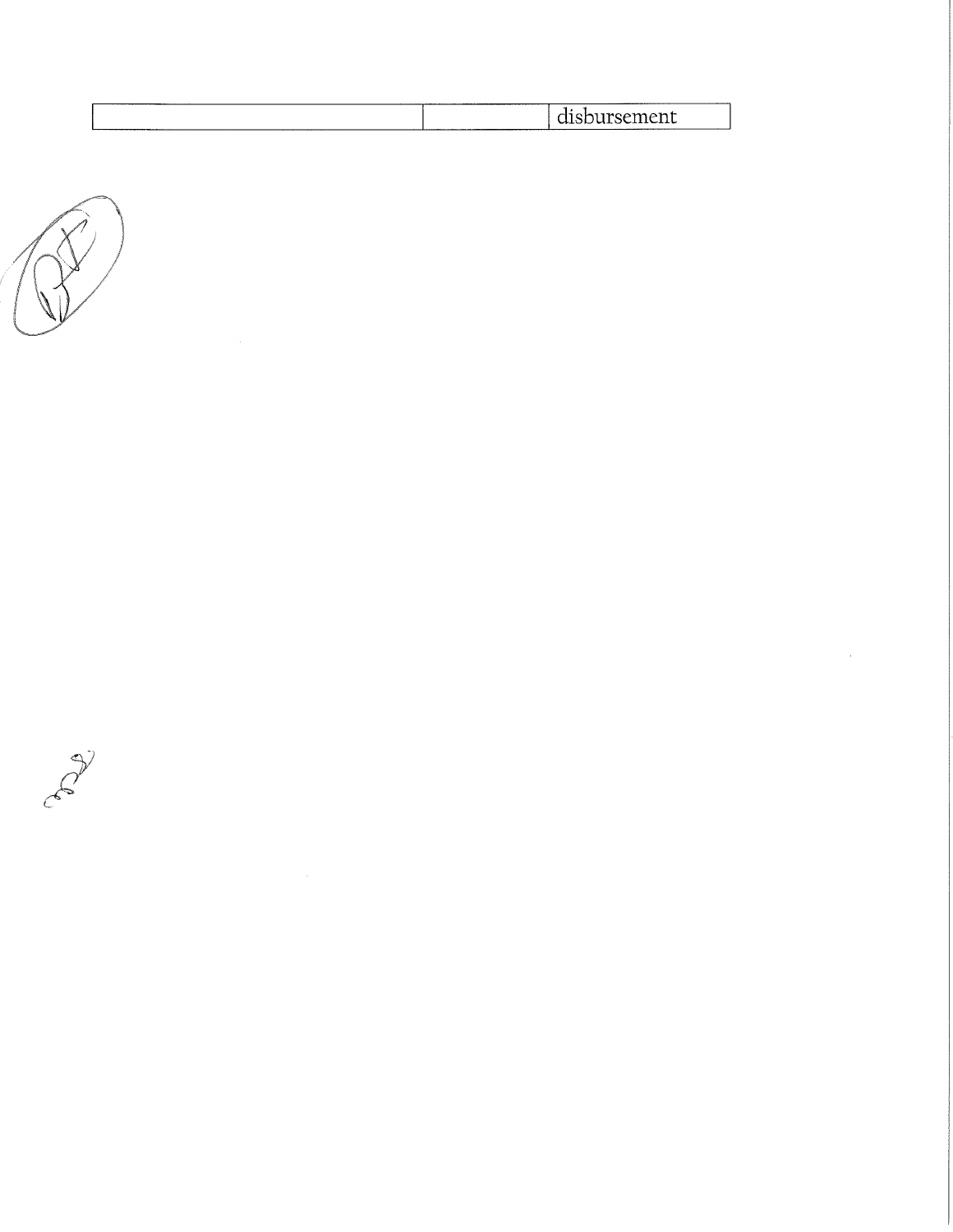|  |  | disbursement |
|---|---|---|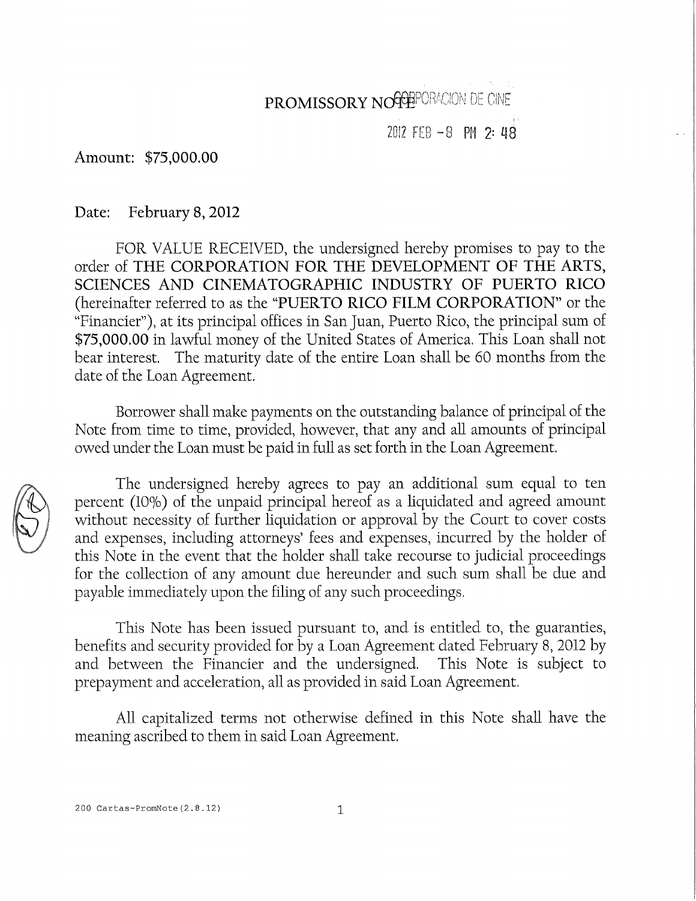# PROMISSORY NOTE

CORPORACION DE CINE

2012 FEB -8 PM 2:48

Amount: $75,000.00

Date: February 8, 2012

FOR VALUE RECEIVED, the undersigned hereby promises to pay to the order of **THE CORPORATION FOR THE DEVELOPMENT OF THE ARTS, SCIENCES AND CINEMATOGRAPHIC INDUSTRY OF PUERTO RICO** (hereinafter referred to as the "**PUERTO RICO FILM CORPORATION**" or the "Financier"), at its principal offices in San Juan, Puerto Rico, the principal sum of **$75,000.00** in lawful money of the United States of America. This Loan shall not bear interest. The maturity date of the entire Loan shall be 60 months from the date of the Loan Agreement.

Borrower shall make payments on the outstanding balance of principal of the Note from time to time, provided, however, that any and all amounts of principal owed under the Loan must be paid in full as set forth in the Loan Agreement.

The undersigned hereby agrees to pay an additional sum equal to ten percent (10%) of the unpaid principal hereof as a liquidated and agreed amount without necessity of further liquidation or approval by the Court to cover costs and expenses, including attorneys' fees and expenses, incurred by the holder of this Note in the event that the holder shall take recourse to judicial proceedings for the collection of any amount due hereunder and such sum shall be due and payable immediately upon the filing of any such proceedings.

This Note has been issued pursuant to, and is entitled to, the guaranties, benefits and security provided for by a Loan Agreement dated February 8, 2012 by and between the Financier and the undersigned. This Note is subject to prepayment and acceleration, all as provided in said Loan Agreement.

All capitalized terms not otherwise defined in this Note shall have the meaning ascribed to them in said Loan Agreement.

200 Cartas-PromNote(2.8.12)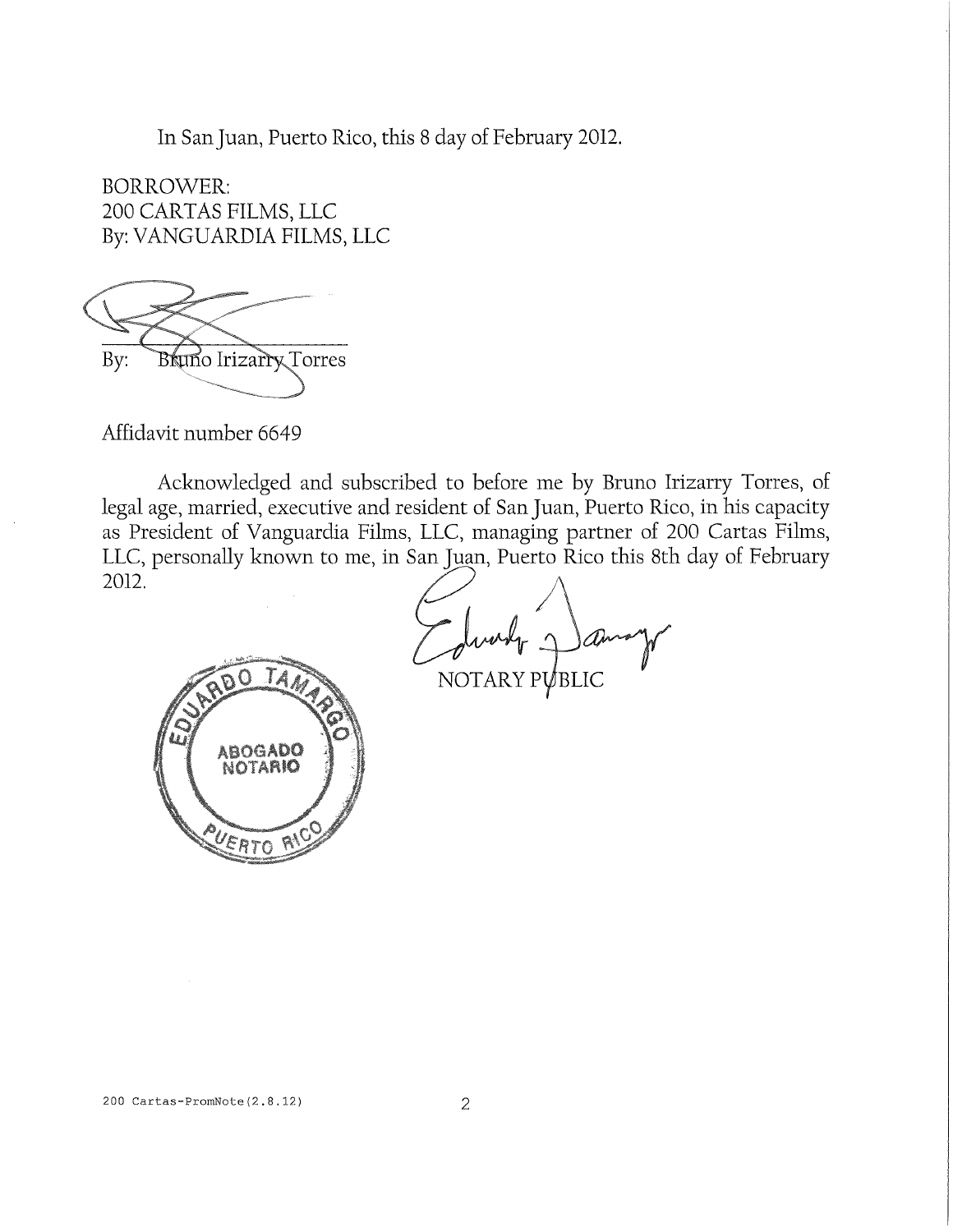In San Juan, Puerto Rico, this 8 day of February 2012.

BORROWER:
200 CARTAS FILMS, LLC
By: VANGUARDIA FILMS, LLC

By: Bruno Irizarry Torres

Affidavit number 6649

Acknowledged and subscribed to before me by Bruno Irizarry Torres, of legal age, married, executive and resident of San Juan, Puerto Rico, in his capacity as President of Vanguardia Films, LLC, managing partner of 200 Cartas Films, LLC, personally known to me, in San Juan, Puerto Rico this 8th day of February 2012.

NOTARY PUBLIC

EDUARDO TAMARGO
ABOGADO NOTARIO
PUERTO RICO

200 Cartas-PromNote(2.8.12)